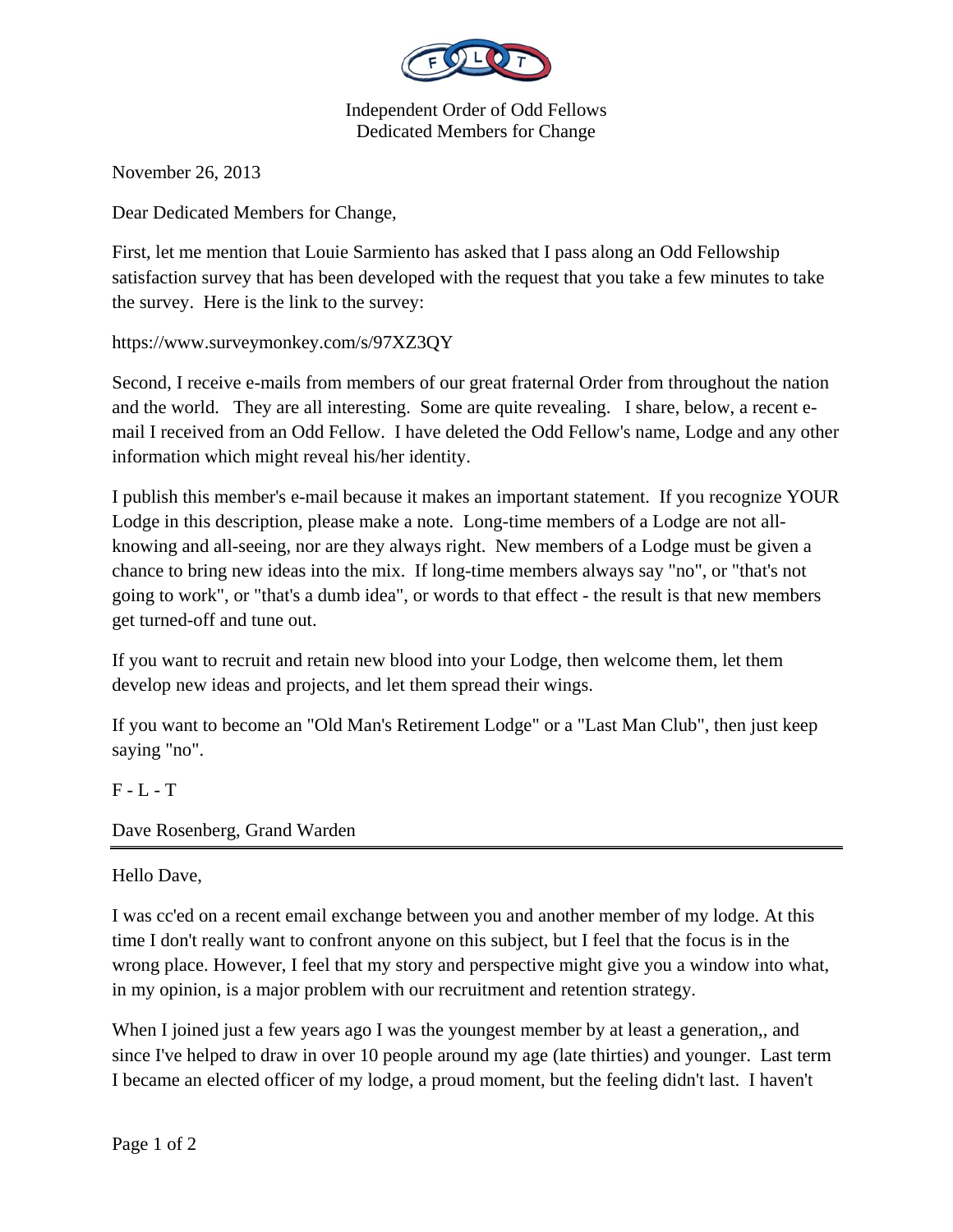Independent Order of Odd Fellows
Dedicated Members for Change

November 26, 2013

Dear Dedicated Members for Change,

First, let me mention that Louie Sarmiento has asked that I pass along an Odd Fellowship satisfaction survey that has been developed with the request that you take a few minutes to take the survey. Here is the link to the survey:

https://www.surveymonkey.com/s/97XZ3QY

Second, I receive e-mails from members of our great fraternal Order from throughout the nation and the world. They are all interesting. Some are quite revealing. I share, below, a recent e-mail I received from an Odd Fellow. I have deleted the Odd Fellow's name, Lodge and any other information which might reveal his/her identity.

I publish this member's e-mail because it makes an important statement. If you recognize YOUR Lodge in this description, please make a note. Long-time members of a Lodge are not all-knowing and all-seeing, nor are they always right. New members of a Lodge must be given a chance to bring new ideas into the mix. If long-time members always say "no", or "that's not going to work", or "that's a dumb idea", or words to that effect - the result is that new members get turned-off and tune out.

If you want to recruit and retain new blood into your Lodge, then welcome them, let them develop new ideas and projects, and let them spread their wings.

If you want to become an "Old Man's Retirement Lodge" or a "Last Man Club", then just keep saying "no".

F - L - T

Dave Rosenberg, Grand Warden

---

Hello Dave,

I was cc'ed on a recent email exchange between you and another member of my lodge. At this time I don't really want to confront anyone on this subject, but I feel that the focus is in the wrong place. However, I feel that my story and perspective might give you a window into what, in my opinion, is a major problem with our recruitment and retention strategy.

When I joined just a few years ago I was the youngest member by at least a generation,, and since I've helped to draw in over 10 people around my age (late thirties) and younger. Last term I became an elected officer of my lodge, a proud moment, but the feeling didn't last. I haven't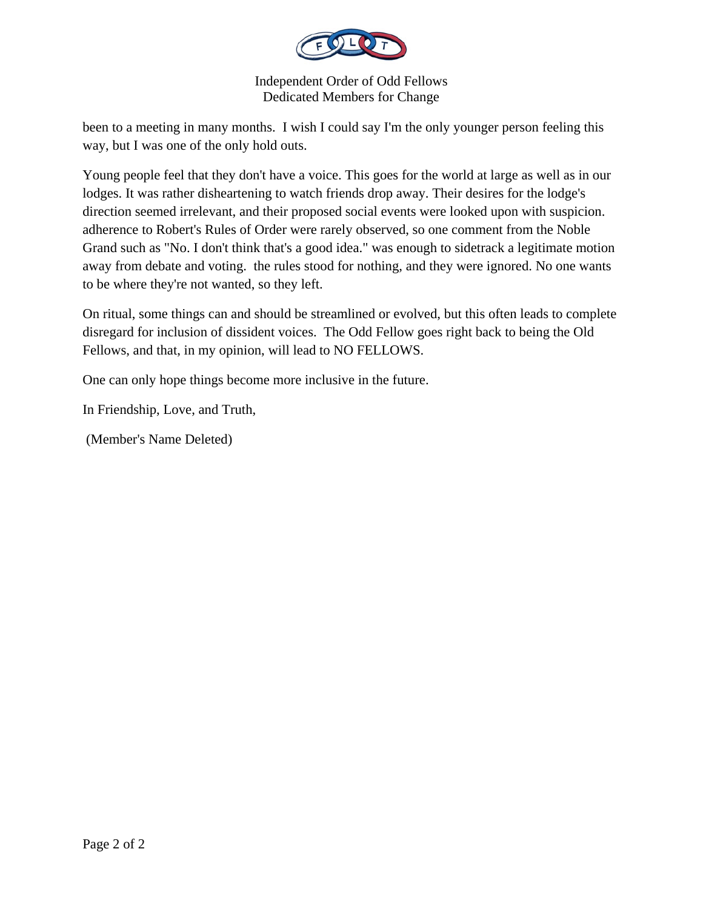been to a meeting in many months.  I wish I could say I'm the only younger person feeling this way, but I was one of the only hold outs.

Young people feel that they don't have a voice. This goes for the world at large as well as in our lodges. It was rather disheartening to watch friends drop away. Their desires for the lodge's direction seemed irrelevant, and their proposed social events were looked upon with suspicion. adherence to Robert's Rules of Order were rarely observed, so one comment from the Noble Grand such as "No. I don't think that's a good idea." was enough to sidetrack a legitimate motion away from debate and voting.  the rules stood for nothing, and they were ignored. No one wants to be where they're not wanted, so they left.

On ritual, some things can and should be streamlined or evolved, but this often leads to complete disregard for inclusion of dissident voices.  The Odd Fellow goes right back to being the Old Fellows, and that, in my opinion, will lead to NO FELLOWS.

One can only hope things become more inclusive in the future.

In Friendship, Love, and Truth,

(Member's Name Deleted)